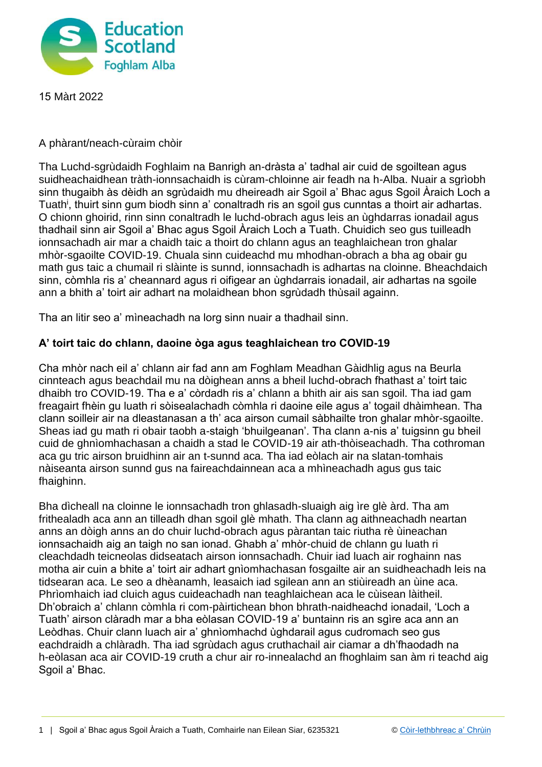15 Màrt 2022

A phàrant/neach-cùraim chòir

Tha Luchd-sgrùdaidh Foghlaim na Banrigh an-dràsta a' tadhal air cuid de sgoiltean agus suidheachaidhean tràth-ionnsachaidh is cùram-chloinne air feadh na h-Alba. Nuair a sgrìobh sinn thugaibh às dèidh an sgrùdaidh mu dheireadh air Sgoil a' Bhac agus Sgoil Àraich Loch a Tuath[i], thuirt sinn gum biodh sinn a' conaltradh ris an sgoil gus cunntas a thoirt air adhartas. O chionn ghoirid, rinn sinn conaltradh le luchd-obrach agus leis an ùghdarras ionadail agus thadhail sinn air Sgoil a' Bhac agus Sgoil Àraich Loch a Tuath. Chuidich seo gus tuilleadh ionnsachadh air mar a chaidh taic a thoirt do chlann agus an teaghlaichean tron ghalar mhòr-sgaoilte COVID-19. Chuala sinn cuideachd mu mhodhan-obrach a bha ag obair gu math gus taic a chumail ri slàinte is sunnd, ionnsachadh is adhartas na cloinne. Bheachdaich sinn, còmhla ris a' cheannard agus ri oifigear an ùghdarrais ionadail, air adhartas na sgoile ann a bhith a' toirt air adhart na molaidhean bhon sgrùdadh thùsail againn.

Tha an litir seo a' mìneachadh na lorg sinn nuair a thadhail sinn.

**A' toirt taic do chlann, daoine òga agus teaghlaichean tro COVID-19**

Cha mhòr nach eil a' chlann air fad ann am Foghlam Meadhan Gàidhlig agus na Beurla cinnteach agus beachdail mu na dòighean anns a bheil luchd-obrach fhathast a' toirt taic dhaibh tro COVID-19. Tha e a' còrdadh ris a' chlann a bhith air ais san sgoil. Tha iad gam freagairt fhèin gu luath ri sòisealachadh còmhla ri daoine eile agus a' togail dhàimhean. Tha clann soilleir air na dleastanasan a th' aca airson cumail sàbhailte tron ghalar mhòr-sgaoilte. Sheas iad gu math ri obair taobh a-staigh 'bhuilgeanan'. Tha clann a-nis a' tuigsinn gu bheil cuid de ghnìomhachasan a chaidh a stad le COVID-19 air ath-thòiseachadh. Tha cothroman aca gu tric airson bruidhinn air an t-sunnd aca. Tha iad eòlach air na slatan-tomhais nàiseanta airson sunnd gus na faireachdainnean aca a mhìneachadh agus gus taic fhaighinn.

Bha dìcheall na cloinne le ionnsachadh tron ghlasadh-sluaigh aig ìre glè àrd. Tha am frithealadh aca ann an tilleadh dhan sgoil glè mhath. Tha clann ag aithneachadh neartan anns an dòigh anns an do chuir luchd-obrach agus pàrantan taic riutha rè ùineachan ionnsachaidh aig an taigh no san ionad. Ghabh a' mhòr-chuid de chlann gu luath ri cleachdadh teicneolas didseatach airson ionnsachadh. Chuir iad luach air roghainn nas motha air cuin a bhite a' toirt air adhart gnìomhachasan fosgailte air an suidheachadh leis na tidsearan aca. Le seo a dhèanamh, leasaich iad sgilean ann an stiùireadh an ùine aca. Phrìomhaich iad cluich agus cuideachadh nan teaghlaichean aca le cùisean làitheil. Dh'obraich a' chlann còmhla ri com-pàirtichean bhon bhrath-naidheachd ionadail, 'Loch a Tuath' airson clàradh mar a bha eòlasan COVID-19 a' buntainn ris an sgìre aca ann an Leòdhas. Chuir clann luach air a' ghnìomhachd ùghdarail agus cudromach seo gus eachdraidh a chlàradh. Tha iad sgrùdach agus cruthachail air ciamar a dh'fhaodadh na h-eòlasan aca air COVID-19 cruth a chur air ro-innealachd an fhoghlaim san àm ri teachd aig Sgoil a' Bhac.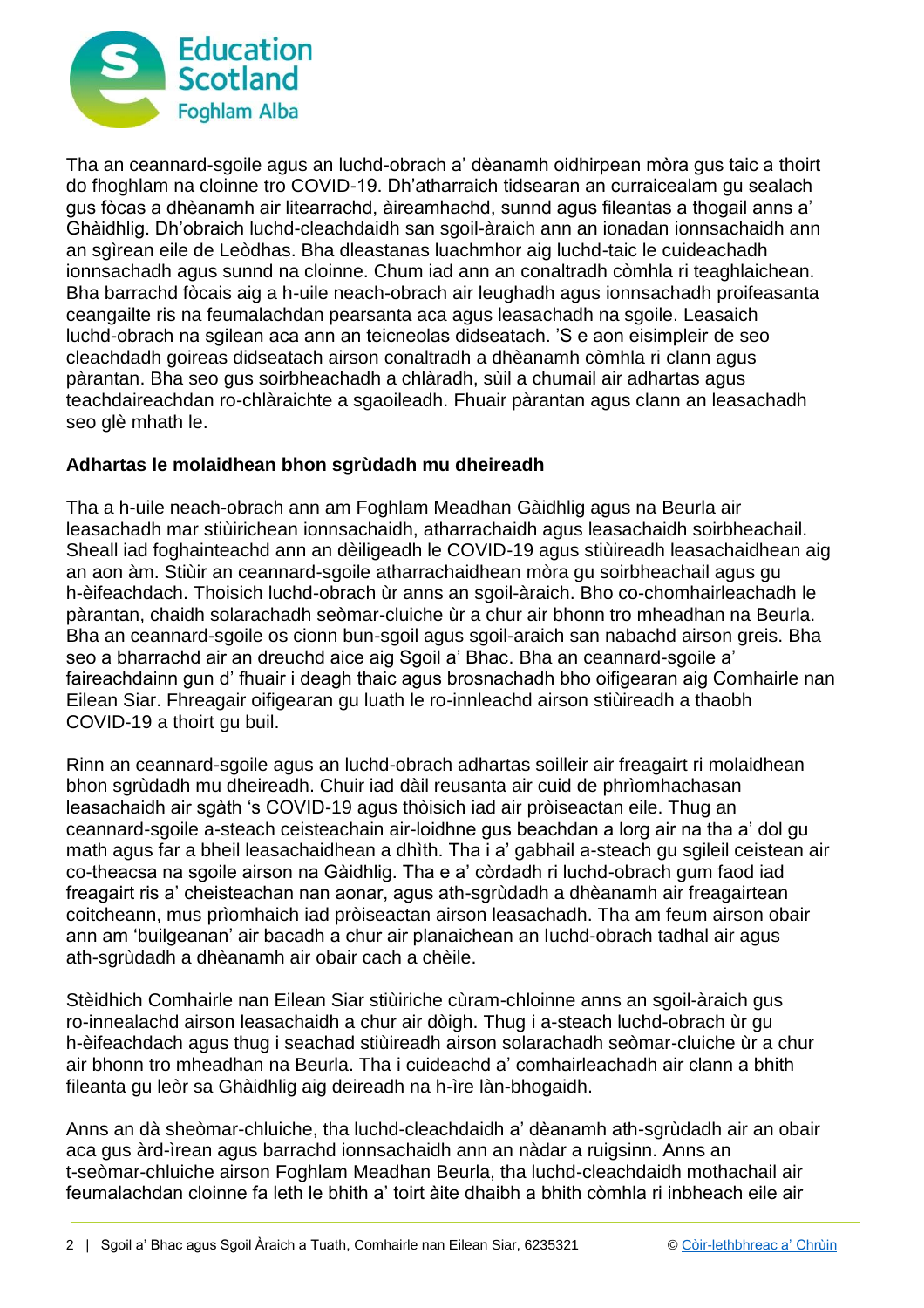Tha an ceannard-sgoile agus an luchd-obrach a' dèanamh oidhirpean mòra gus taic a thoirt do fhoghlam na cloinne tro COVID-19. Dh'atharraich tidsearan an curraicealam gu sealach gus fòcas a dhèanamh air litearrachd, àireamhachd, sunnd agus fileantas a thogail anns a' Ghàidhlig. Dh'obraich luchd-cleachdaidh san sgoil-àraich ann an ionadan ionnsachaidh ann an sgìrean eile de Leòdhas. Bha dleastanas luachmhor aig luchd-taic le cuideachadh ionnsachadh agus sunnd na cloinne. Chum iad ann an conaltradh còmhla ri teaghlaichean. Bha barrachd fòcais aig a h-uile neach-obrach air leughadh agus ionnsachadh proifeasanta ceangailte ris na feumalachdan pearsanta aca agus leasachadh na sgoile. Leasaich luchd-obrach na sgilean aca ann an teicneolas didseatach. 'S e aon eisimpleir de seo cleachdadh goireas didseatach airson conaltradh a dhèanamh còmhla ri clann agus pàrantan. Bha seo gus soirbheachadh a chlàradh, sùil a chumail air adhartas agus teachdaireachdan ro-chlàraichte a sgaoileadh. Fhuair pàrantan agus clann an leasachadh seo glè mhath le.

**Adhartas le molaidhean bhon sgrùdadh mu dheireadh**

Tha a h-uile neach-obrach ann am Foghlam Meadhan Gàidhlig agus na Beurla air leasachadh mar stiùirichean ionnsachaidh, atharrachaidh agus leasachaidh soirbheachail. Sheall iad foghainteachd ann an dèiligeadh le COVID-19 agus stiùireadh leasachaidhean aig an aon àm. Stiùir an ceannard-sgoile atharrachaidhean mòra gu soirbheachail agus gu h-èifeachdach. Thoisich luchd-obrach ùr anns an sgoil-àraich. Bho co-chomhairleachadh le pàrantan, chaidh solarachadh seòmar-cluiche ùr a chur air bhonn tro mheadhan na Beurla. Bha an ceannard-sgoile os cionn bun-sgoil agus sgoil-araich san nabachd airson greis. Bha seo a bharrachd air an dreuchd aice aig Sgoil a' Bhac. Bha an ceannard-sgoile a' faireachdainn gun d' fhuair i deagh thaic agus brosnachadh bho oifigearan aig Comhairle nan Eilean Siar. Fhreagair oifigearan gu luath le ro-innleachd airson stiùireadh a thaobh COVID-19 a thoirt gu buil.

Rinn an ceannard-sgoile agus an luchd-obrach adhartas soilleir air freagairt ri molaidhean bhon sgrùdadh mu dheireadh. Chuir iad dàil reusanta air cuid de phrìomhachasan leasachaidh air sgàth 's COVID-19 agus thòisich iad air pròiseactan eile. Thug an ceannard-sgoile a-steach ceisteachain air-loidhne gus beachdan a lorg air na tha a' dol gu math agus far a bheil leasachaidhean a dhìth. Tha i a' gabhail a-steach gu sgileil ceistean air co-theacsa na sgoile airson na Gàidhlig. Tha e a' còrdadh ri luchd-obrach gum faod iad freagairt ris a' cheisteachan nan aonar, agus ath-sgrùdadh a dhèanamh air freagairtean coitcheann, mus prìomhaich iad pròiseactan airson leasachadh. Tha am feum airson obair ann am 'buidheanan' air bacadh a chur air planaichean an luchd-obrach tadhal air agus ath-sgrùdadh a dhèanamh air obair cach a chèile.

Stèidhich Comhairle nan Eilean Siar stiùiriche cùram-chloinne anns an sgoil-àraich gus ro-innealachd airson leasachaidh a chur air dòigh. Thug i a-steach luchd-obrach ùr gu h-èifeachdach agus thug i seachad stiùireadh airson solarachadh seòmar-cluiche ùr a chur air bhonn tro mheadhan na Beurla. Tha i cuideachd a' comhairleachadh air clann a bhith fileanta gu leòr sa Ghàidhlig aig deireadh na h-ìre làn-bhogaidh.

Anns an dà sheòmar-chluiche, tha luchd-cleachdaidh a' dèanamh ath-sgrùdadh air an obair aca gus àrd-ìrean agus barrachd ionnsachaidh ann an nàdar a ruigsinn. Anns an t-seòmar-chluiche airson Foghlam Meadhan Beurla, tha luchd-cleachdaidh mothachail air feumalachdan cloinne fa leth le bhith a' toirt àite dhaibh a bhith còmhla ri inbheach eile air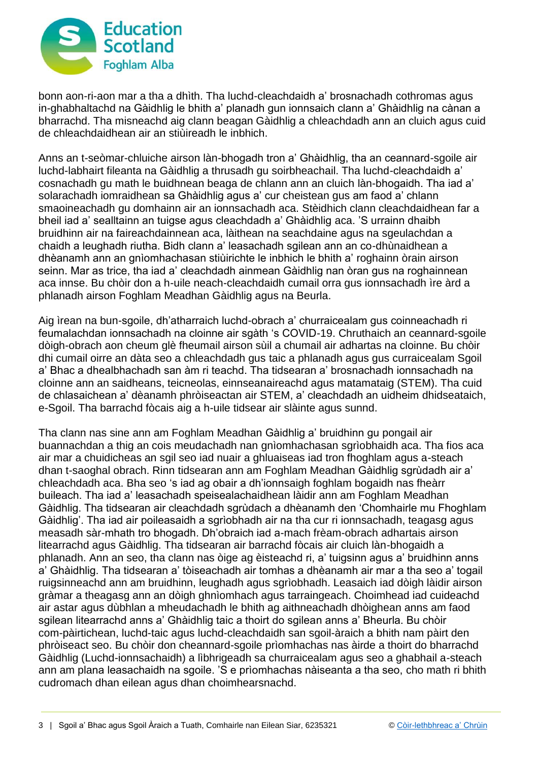bonn aon-ri-aon mar a tha a dhìth. Tha luchd-cleachdaidh a' brosnachadh cothromas agus in-ghabhaltachd na Gàidhlig le bhith a' planadh gun ionnsaich clann a' Ghàidhlig na cànan a bharrachd. Tha misneachd aig clann beagan Gàidhlig a chleachdadh ann an cluich agus cuid de chleachdaidhean air an stiùireadh le inbhich.

Anns an t-seòmar-chluiche airson làn-bhogadh tron a' Ghàidhlig, tha an ceannard-sgoile air luchd-labhairt fileanta na Gàidhlig a thrusadh gu soirbheachail. Tha luchd-cleachdaidh a' cosnachadh gu math le buidhnean beaga de chlann ann an cluich làn-bhogaidh. Tha iad a' solarachadh iomraidhean sa Ghàidhlig agus a' cur cheistean gus am faod a' chlann smaoineachadh gu domhainn air an ionnsachadh aca. Stèidhich clann cleachdaidhean far a bheil iad a' sealltainn an tuigse agus cleachdadh a' Ghàidhlig aca. 'S urrainn dhaibh bruidhinn air na faireachdainnean aca, làithean na seachdaine agus na sgeulachdan a chaidh a leughadh riutha. Bidh clann a' leasachadh sgilean ann an co-dhùnaidhean a dhèanamh ann an gnìomhachasan stiùirichte le inbhich le bhith a' roghainn òrain airson seinn. Mar as trice, tha iad a' cleachdadh ainmean Gàidhlig nan òran gus na roghainnean aca innse. Bu chòir don a h-uile neach-cleachdaidh cumail orra gus ionnsachadh ìre àrd a phlanadh airson Foghlam Meadhan Gàidhlig agus na Beurla.

Aig ìrean na bun-sgoile, dh'atharraich luchd-obrach a' churraicealam gus coinneachadh ri feumalachdan ionnsachadh na cloinne air sgàth 's COVID-19. Chruthaich an ceannard-sgoile dòigh-obrach aon cheum glè fheumail airson sùil a chumail air adhartas na cloinne. Bu chòir dhi cumail oirre an dàta seo a chleachdadh gus taic a phlanadh agus gus curraicealam Sgoil a' Bhac a dhealbhachadh san àm ri teachd. Tha tidsearan a' brosnachadh ionnsachadh na cloinne ann an saidheans, teicneolas, einnseanaireachd agus matamataig (STEM). Tha cuid de chlasaichean a' dèanamh phròiseactan air STEM, a' cleachdadh an uidheim dhidseataich, e-Sgoil. Tha barrachd fòcais aig a h-uile tidsear air slàinte agus sunnd.

Tha clann nas sine ann am Foghlam Meadhan Gàidhlig a' bruidhinn gu pongail air buannachdan a thig an cois meudachadh nan gnìomhachasan sgrìobhaidh aca. Tha fios aca air mar a chuidicheas an sgil seo iad nuair a ghluaiseas iad tron fhoghlam agus a-steach dhan t-saoghal obrach. Rinn tidsearan ann am Foghlam Meadhan Gàidhlig sgrùdadh air a' chleachdadh aca. Bha seo 's iad ag obair a dh'ionnsaigh foghlam bogaidh nas fheàrr buileach. Tha iad a' leasachadh speisealachaidhean làidir ann am Foghlam Meadhan Gàidhlig. Tha tidsearan air cleachdadh sgrùdach a dhèanamh den 'Chomhairle mu Fhoghlam Gàidhlig'. Tha iad air poileasaidh a sgrìobhadh air na tha cur ri ionnsachadh, teagasg agus measadh sàr-mhath tro bhogadh. Dh'obraich iad a-mach frèam-obrach adhartais airson litearrachd agus Gàidhlig. Tha tidsearan air barrachd fòcais air cluich làn-bhogaidh a phlanadh. Ann an seo, tha clann nas òige ag èisteachd ri, a' tuigsinn agus a' bruidhinn anns a' Ghàidhlig. Tha tidsearan a' tòiseachadh air tomhas a dhèanamh air mar a tha seo a' togail ruigsinneachd ann am bruidhinn, leughadh agus sgrìobhadh. Leasaich iad dòigh làidir airson gràmar a theagasg ann an dòigh ghnìomhach agus tarraingeach. Choimhead iad cuideachd air astar agus dùbhlan a mheudachadh le bhith ag aithneachadh dhòighean anns am faod sgilean litearrachd anns a' Ghàidhlig taic a thoirt do sgilean anns a' Bheurla. Bu chòir com-pàirtichean, luchd-taic agus luchd-cleachdaidh san sgoil-àraich a bhith nam pàirt den phròiseact seo. Bu chòir don cheannard-sgoile prìomhachas nas àirde a thoirt do bharrachd Gàidhlig (Luchd-ionnsachaidh) a lìbhrigeadh sa churraicealam agus seo a ghabhail a-steach ann am plana leasachaidh na sgoile. 'S e prìomhachas nàiseanta a tha seo, cho math ri bhith cudromach dhan eilean agus dhan choimhearsnachd.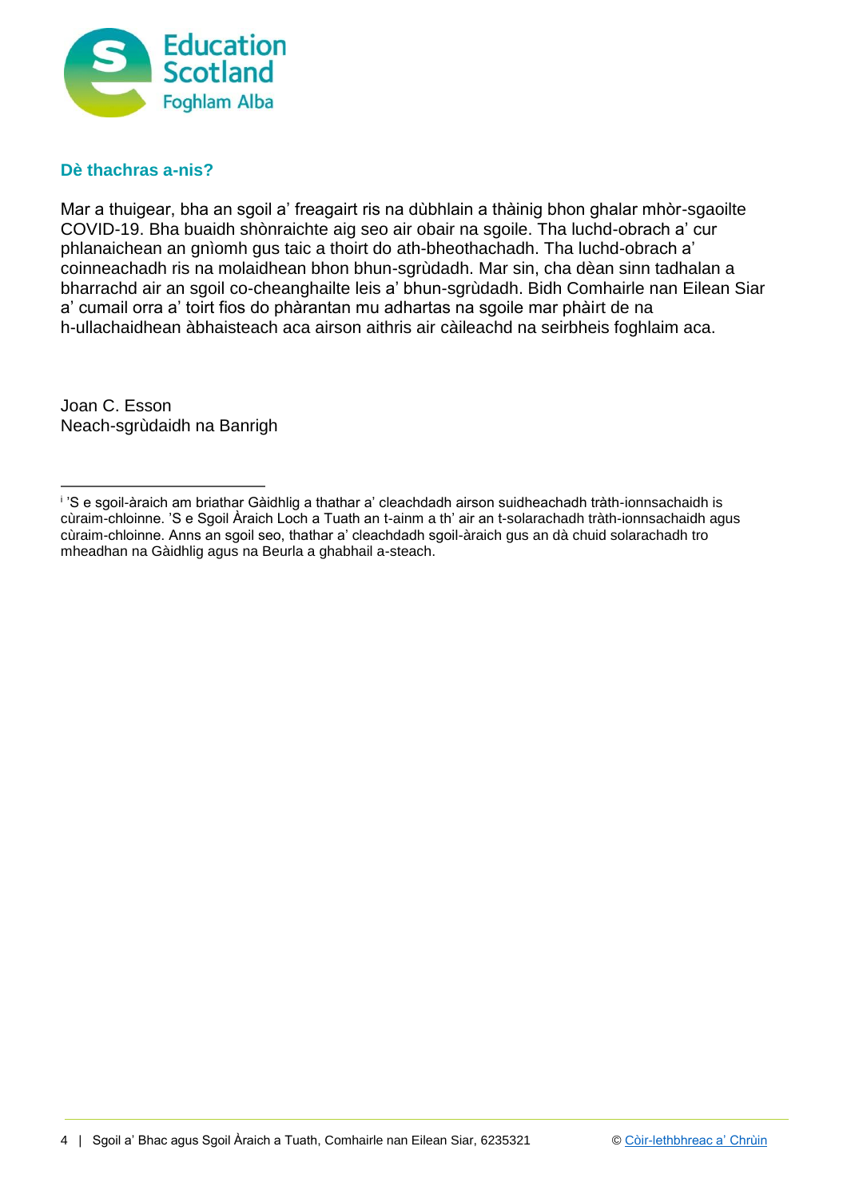## Dè thachras a-nis?

Mar a thuigear, bha an sgoil a' freagairt ris na dùbhlain a thàinig bhon ghalar mhòr-sgaoilte COVID-19. Bha buaidh shònraichte aig seo air obair na sgoile. Tha luchd-obrach a' cur phlanaichean an gnìomh gus taic a thoirt do ath-bheothachadh. Tha luchd-obrach a' coinneachadh ris na molaidhean bhon bhun-sgrùdadh. Mar sin, cha dèan sinn tadhalan a bharrachd air an sgoil co-cheanghailte leis a' bhun-sgrùdadh. Bidh Comhairle nan Eilean Siar a' cumail orra a' toirt fios do phàrantan mu adhartas na sgoile mar phàirt de na h-ullachaidhean àbhaisteach aca airson aithris air càileachd na seirbheis foghlaim aca.

Joan C. Esson
Neach-sgrùdaidh na Banrigh

---

[i] 'S e sgoil-àraich am briathar Gàidhlig a thathar a' cleachdadh airson suidheachadh tràth-ionnsachaidh is cùraim-chloinne. 'S e Sgoil Àraich Loch a Tuath an t-ainm a th' air an t-solarachadh tràth-ionnsachaidh agus cùraim-chloinne. Anns an sgoil seo, thathar a' cleachdadh sgoil-àraich gus an dà chuid solarachadh tro mheadhan na Gàidhlig agus na Beurla a ghabhail a-steach.